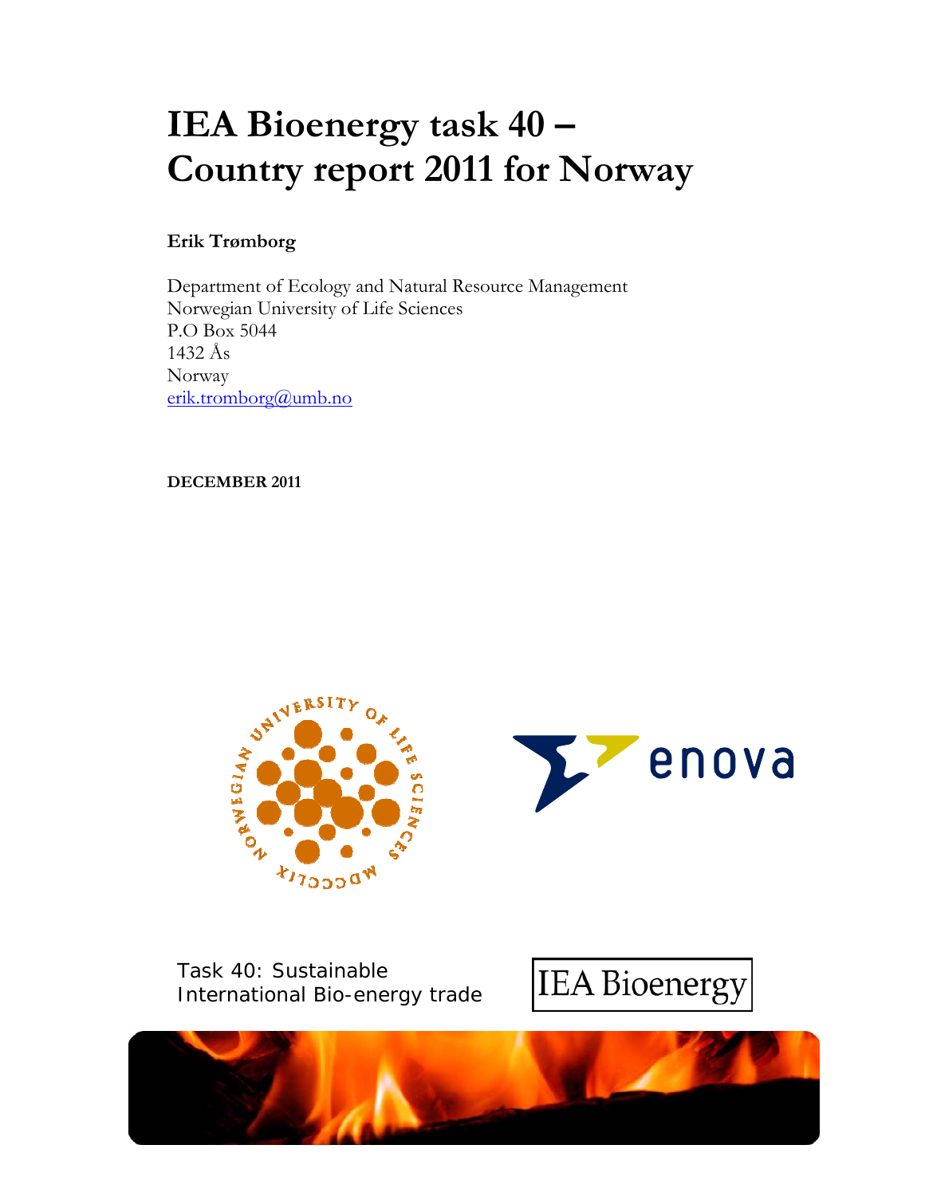# IEA Bioenergy task 40 – Country report 2011 for Norway

**Erik Trømborg**

Department of Ecology and Natural Resource Management
Norwegian University of Life Sciences
P.O Box 5044
1432 Ås
Norway
erik.tromborg@umb.no

**DECEMBER 2011**

Task 40: Sustainable International Bio-energy trade

IEA Bioenergy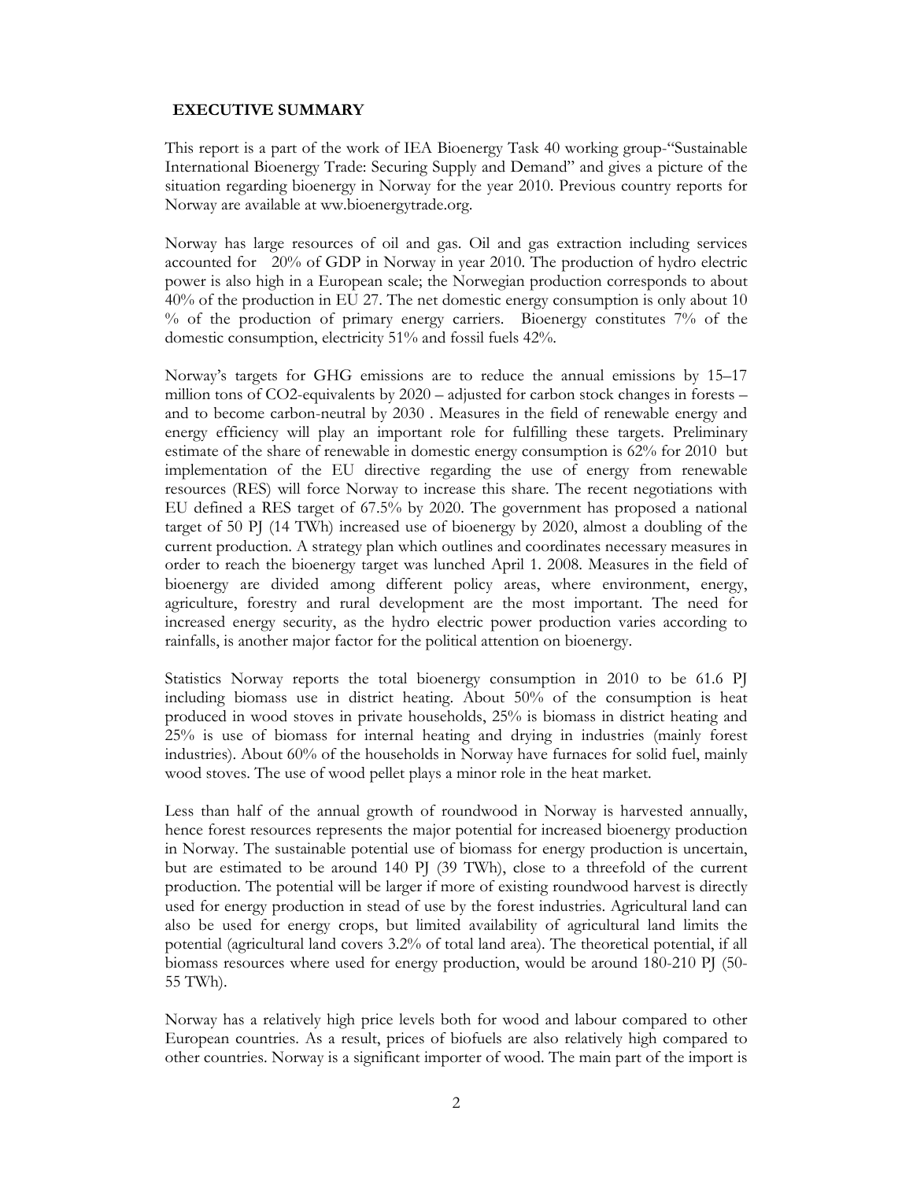## EXECUTIVE SUMMARY

This report is a part of the work of IEA Bioenergy Task 40 working group-"Sustainable International Bioenergy Trade: Securing Supply and Demand" and gives a picture of the situation regarding bioenergy in Norway for the year 2010. Previous country reports for Norway are available at ww.bioenergytrade.org.

Norway has large resources of oil and gas. Oil and gas extraction including services accounted for 20% of GDP in Norway in year 2010. The production of hydro electric power is also high in a European scale; the Norwegian production corresponds to about 40% of the production in EU 27. The net domestic energy consumption is only about 10 % of the production of primary energy carriers. Bioenergy constitutes 7% of the domestic consumption, electricity 51% and fossil fuels 42%.

Norway's targets for GHG emissions are to reduce the annual emissions by 15–17 million tons of CO2-equivalents by 2020 – adjusted for carbon stock changes in forests – and to become carbon-neutral by 2030 . Measures in the field of renewable energy and energy efficiency will play an important role for fulfilling these targets. Preliminary estimate of the share of renewable in domestic energy consumption is 62% for 2010 but implementation of the EU directive regarding the use of energy from renewable resources (RES) will force Norway to increase this share. The recent negotiations with EU defined a RES target of 67.5% by 2020. The government has proposed a national target of 50 PJ (14 TWh) increased use of bioenergy by 2020, almost a doubling of the current production. A strategy plan which outlines and coordinates necessary measures in order to reach the bioenergy target was lunched April 1. 2008. Measures in the field of bioenergy are divided among different policy areas, where environment, energy, agriculture, forestry and rural development are the most important. The need for increased energy security, as the hydro electric power production varies according to rainfalls, is another major factor for the political attention on bioenergy.

Statistics Norway reports the total bioenergy consumption in 2010 to be 61.6 PJ including biomass use in district heating. About 50% of the consumption is heat produced in wood stoves in private households, 25% is biomass in district heating and 25% is use of biomass for internal heating and drying in industries (mainly forest industries). About 60% of the households in Norway have furnaces for solid fuel, mainly wood stoves. The use of wood pellet plays a minor role in the heat market.

Less than half of the annual growth of roundwood in Norway is harvested annually, hence forest resources represents the major potential for increased bioenergy production in Norway. The sustainable potential use of biomass for energy production is uncertain, but are estimated to be around 140 PJ (39 TWh), close to a threefold of the current production. The potential will be larger if more of existing roundwood harvest is directly used for energy production in stead of use by the forest industries. Agricultural land can also be used for energy crops, but limited availability of agricultural land limits the potential (agricultural land covers 3.2% of total land area). The theoretical potential, if all biomass resources where used for energy production, would be around 180-210 PJ (50-55 TWh).

Norway has a relatively high price levels both for wood and labour compared to other European countries. As a result, prices of biofuels are also relatively high compared to other countries. Norway is a significant importer of wood. The main part of the import is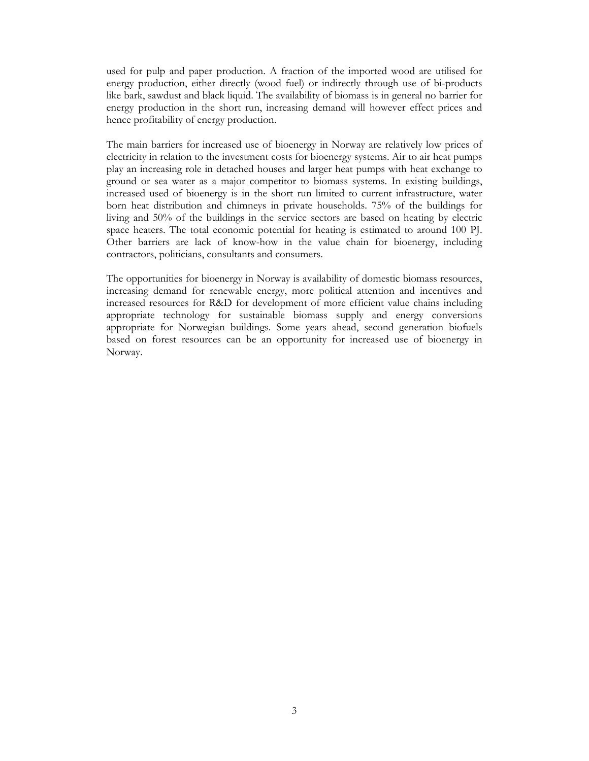used for pulp and paper production. A fraction of the imported wood are utilised for energy production, either directly (wood fuel) or indirectly through use of bi-products like bark, sawdust and black liquid. The availability of biomass is in general no barrier for energy production in the short run, increasing demand will however effect prices and hence profitability of energy production.

The main barriers for increased use of bioenergy in Norway are relatively low prices of electricity in relation to the investment costs for bioenergy systems. Air to air heat pumps play an increasing role in detached houses and larger heat pumps with heat exchange to ground or sea water as a major competitor to biomass systems. In existing buildings, increased used of bioenergy is in the short run limited to current infrastructure, water born heat distribution and chimneys in private households. 75% of the buildings for living and 50% of the buildings in the service sectors are based on heating by electric space heaters. The total economic potential for heating is estimated to around 100 PJ. Other barriers are lack of know-how in the value chain for bioenergy, including contractors, politicians, consultants and consumers.

The opportunities for bioenergy in Norway is availability of domestic biomass resources, increasing demand for renewable energy, more political attention and incentives and increased resources for R&D for development of more efficient value chains including appropriate technology for sustainable biomass supply and energy conversions appropriate for Norwegian buildings. Some years ahead, second generation biofuels based on forest resources can be an opportunity for increased use of bioenergy in Norway.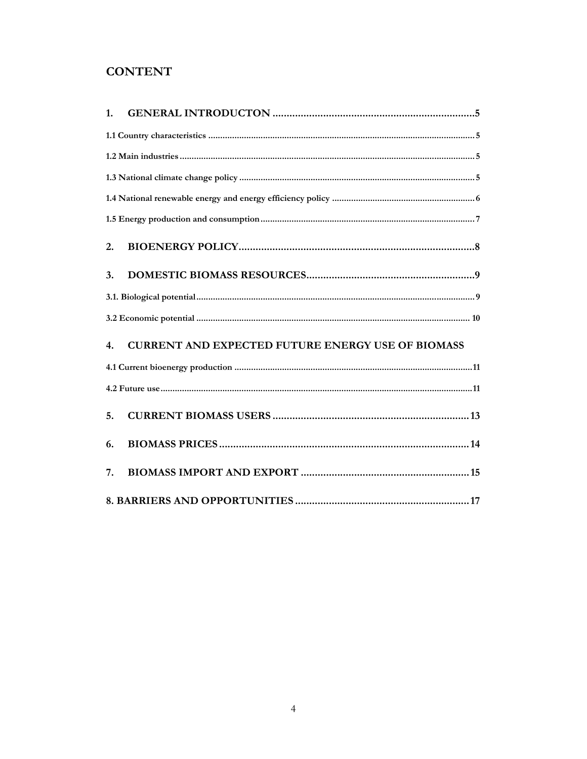# CONTENT

1. GENERAL INTRODUCTON ........................................................................5

1.1 Country characteristics ........................................................................5

1.2 Main industries ........................................................................5

1.3 National climate change policy ........................................................................5

1.4 National renewable energy and energy efficiency policy ........................................................................6

1.5 Energy production and consumption ........................................................................7

2. BIOENERGY POLICY ........................................................................8

3. DOMESTIC BIOMASS RESOURCES ........................................................................9

3.1. Biological potential ........................................................................9

3.2 Economic potential ........................................................................10

4. CURRENT AND EXPECTED FUTURE ENERGY USE OF BIOMASS

4.1 Current bioenergy production ........................................................................11

4.2 Future use ........................................................................11

5. CURRENT BIOMASS USERS ........................................................................13

6. BIOMASS PRICES ........................................................................14

7. BIOMASS IMPORT AND EXPORT ........................................................................15

8. BARRIERS AND OPPORTUNITIES ........................................................................17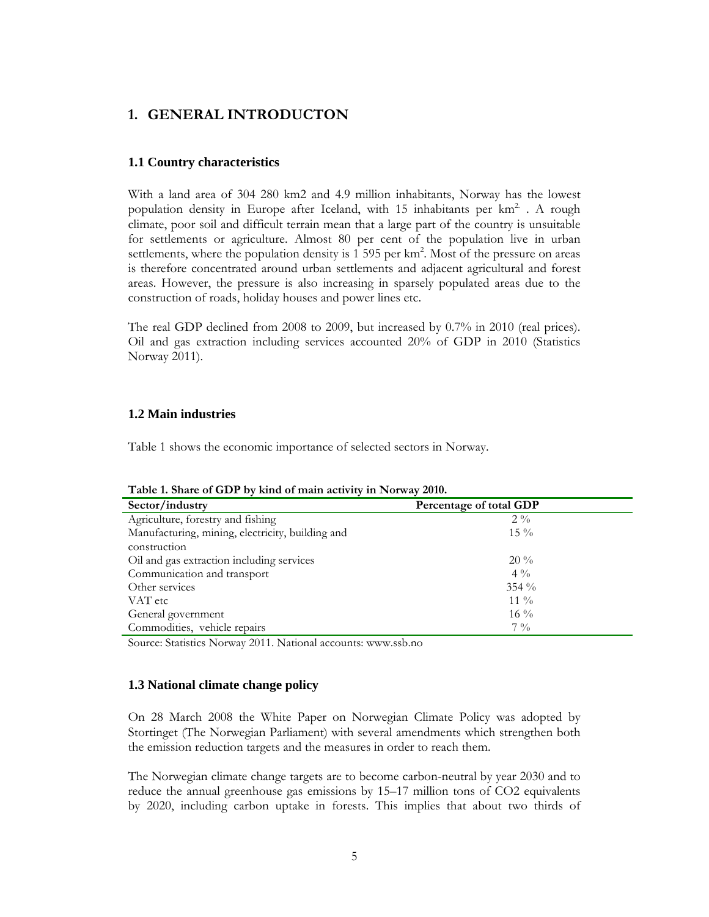# 1. GENERAL INTRODUCTON

## 1.1 Country characteristics

With a land area of 304 280 km2 and 4.9 million inhabitants, Norway has the lowest population density in Europe after Iceland, with 15 inhabitants per km$^2$. A rough climate, poor soil and difficult terrain mean that a large part of the country is unsuitable for settlements or agriculture. Almost 80 per cent of the population live in urban settlements, where the population density is 1 595 per km$^2$. Most of the pressure on areas is therefore concentrated around urban settlements and adjacent agricultural and forest areas. However, the pressure is also increasing in sparsely populated areas due to the construction of roads, holiday houses and power lines etc.

The real GDP declined from 2008 to 2009, but increased by 0.7% in 2010 (real prices). Oil and gas extraction including services accounted 20% of GDP in 2010 (Statistics Norway 2011).

## 1.2 Main industries

Table 1 shows the economic importance of selected sectors in Norway.

**Table 1. Share of GDP by kind of main activity in Norway 2010.**

| Sector/industry | Percentage of total GDP |
|---|---|
| Agriculture, forestry and fishing | 2 % |
| Manufacturing, mining, electricity, building and construction | 15 % |
| Oil and gas extraction including services | 20 % |
| Communication and transport | 4 % |
| Other services | 354 % |
| VAT etc | 11 % |
| General government | 16 % |
| Commodities, vehicle repairs | 7 % |

Source: Statistics Norway 2011. National accounts: www.ssb.no

## 1.3 National climate change policy

On 28 March 2008 the White Paper on Norwegian Climate Policy was adopted by Stortinget (The Norwegian Parliament) with several amendments which strengthen both the emission reduction targets and the measures in order to reach them.

The Norwegian climate change targets are to become carbon-neutral by year 2030 and to reduce the annual greenhouse gas emissions by 15–17 million tons of $CO_2$ equivalents by 2020, including carbon uptake in forests. This implies that about two thirds of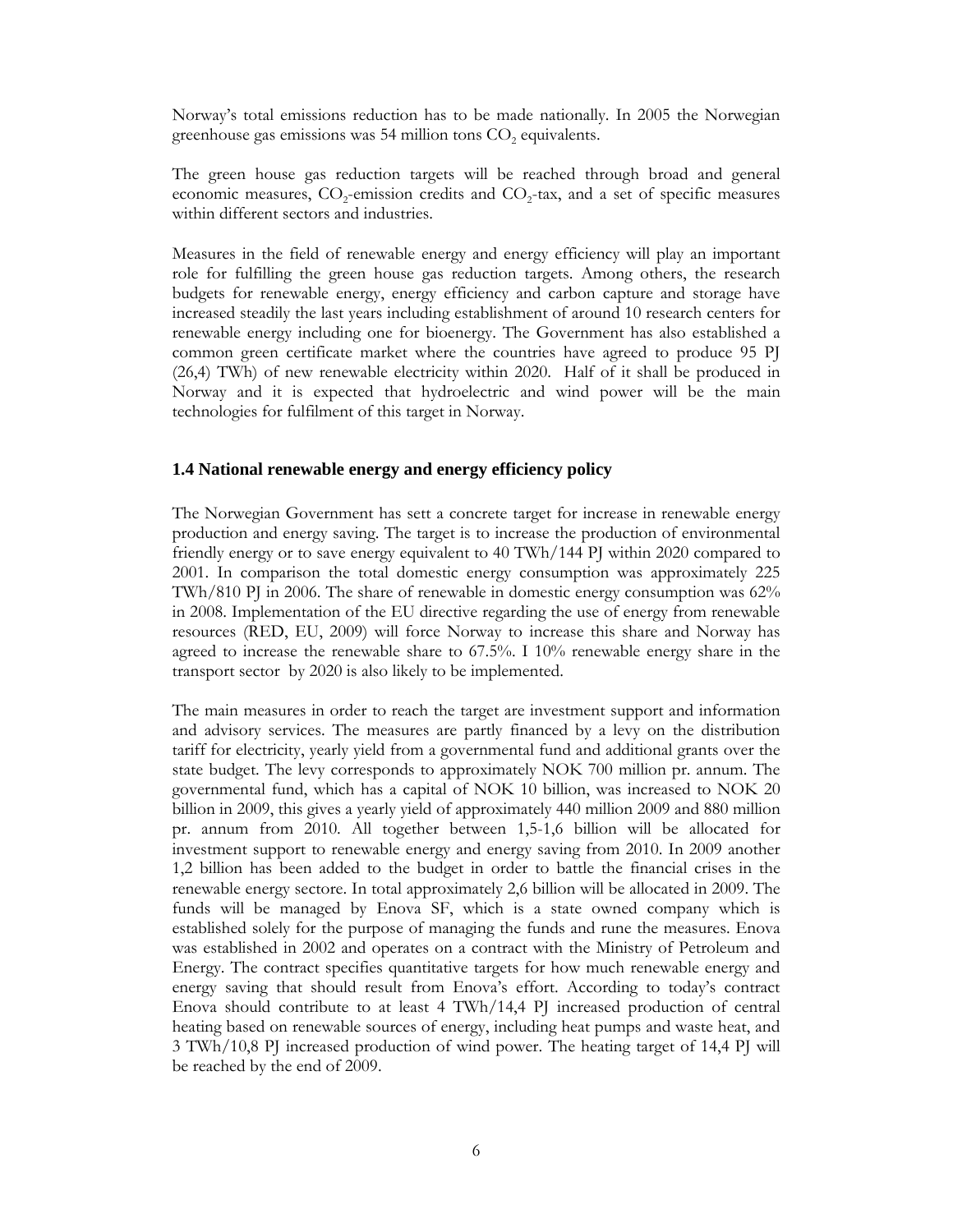Norway's total emissions reduction has to be made nationally. In 2005 the Norwegian greenhouse gas emissions was 54 million tons $CO_2$ equivalents.

The green house gas reduction targets will be reached through broad and general economic measures, $CO_2$-emission credits and $CO_2$-tax, and a set of specific measures within different sectors and industries.

Measures in the field of renewable energy and energy efficiency will play an important role for fulfilling the green house gas reduction targets. Among others, the research budgets for renewable energy, energy efficiency and carbon capture and storage have increased steadily the last years including establishment of around 10 research centers for renewable energy including one for bioenergy. The Government has also established a common green certificate market where the countries have agreed to produce 95 PJ (26,4) TWh) of new renewable electricity within 2020. Half of it shall be produced in Norway and it is expected that hydroelectric and wind power will be the main technologies for fulfilment of this target in Norway.

### 1.4 National renewable energy and energy efficiency policy

The Norwegian Government has sett a concrete target for increase in renewable energy production and energy saving. The target is to increase the production of environmental friendly energy or to save energy equivalent to 40 TWh/144 PJ within 2020 compared to 2001. In comparison the total domestic energy consumption was approximately 225 TWh/810 PJ in 2006. The share of renewable in domestic energy consumption was 62% in 2008. Implementation of the EU directive regarding the use of energy from renewable resources (RED, EU, 2009) will force Norway to increase this share and Norway has agreed to increase the renewable share to 67.5%. I 10% renewable energy share in the transport sector by 2020 is also likely to be implemented.

The main measures in order to reach the target are investment support and information and advisory services. The measures are partly financed by a levy on the distribution tariff for electricity, yearly yield from a governmental fund and additional grants over the state budget. The levy corresponds to approximately NOK 700 million pr. annum. The governmental fund, which has a capital of NOK 10 billion, was increased to NOK 20 billion in 2009, this gives a yearly yield of approximately 440 million 2009 and 880 million pr. annum from 2010. All together between 1,5-1,6 billion will be allocated for investment support to renewable energy and energy saving from 2010. In 2009 another 1,2 billion has been added to the budget in order to battle the financial crises in the renewable energy sectore. In total approximately 2,6 billion will be allocated in 2009. The funds will be managed by Enova SF, which is a state owned company which is established solely for the purpose of managing the funds and rune the measures. Enova was established in 2002 and operates on a contract with the Ministry of Petroleum and Energy. The contract specifies quantitative targets for how much renewable energy and energy saving that should result from Enova's effort. According to today's contract Enova should contribute to at least 4 TWh/14,4 PJ increased production of central heating based on renewable sources of energy, including heat pumps and waste heat, and 3 TWh/10,8 PJ increased production of wind power. The heating target of 14,4 PJ will be reached by the end of 2009.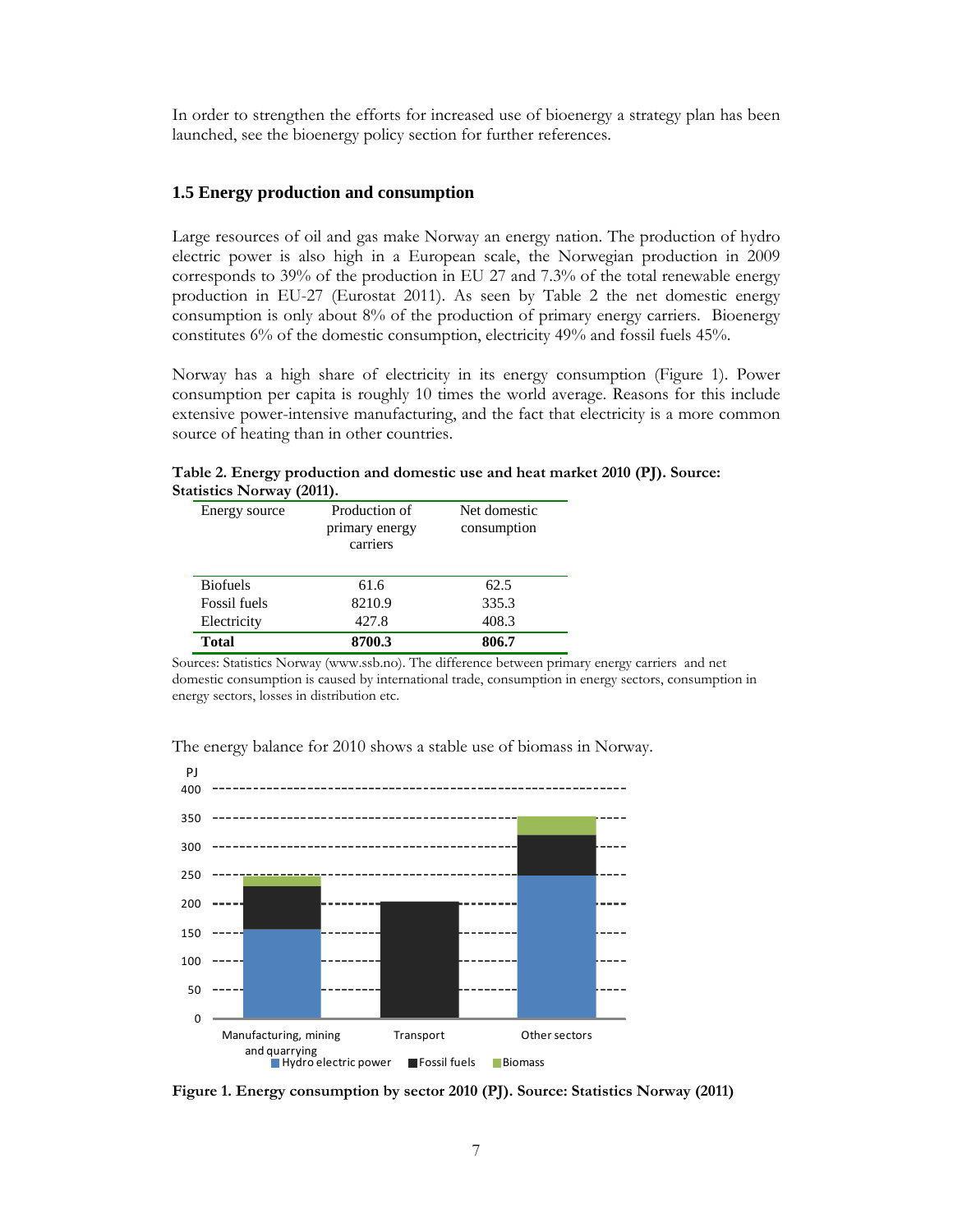In order to strengthen the efforts for increased use of bioenergy a strategy plan has been launched, see the bioenergy policy section for further references.

### 1.5 Energy production and consumption

Large resources of oil and gas make Norway an energy nation. The production of hydro electric power is also high in a European scale, the Norwegian production in 2009 corresponds to 39% of the production in EU 27 and 7.3% of the total renewable energy production in EU-27 (Eurostat 2011). As seen by Table 2 the net domestic energy consumption is only about 8% of the production of primary energy carriers. Bioenergy constitutes 6% of the domestic consumption, electricity 49% and fossil fuels 45%.

Norway has a high share of electricity in its energy consumption (Figure 1). Power consumption per capita is roughly 10 times the world average. Reasons for this include extensive power-intensive manufacturing, and the fact that electricity is a more common source of heating than in other countries.

**Table 2. Energy production and domestic use and heat market 2010 (PJ). Source: Statistics Norway (2011).**

| Energy source | Production of primary energy carriers | Net domestic consumption |
|---|---|---|
| Biofuels | 61.6 | 62.5 |
| Fossil fuels | 8210.9 | 335.3 |
| Electricity | 427.8 | 408.3 |
| **Total** | **8700.3** | **806.7** |

Sources: Statistics Norway (www.ssb.no). The difference between primary energy carriers and net domestic consumption is caused by international trade, consumption in energy sectors, consumption in energy sectors, losses in distribution etc.

The energy balance for 2010 shows a stable use of biomass in Norway.

**Figure 1. Energy consumption by sector 2010 (PJ). Source: Statistics Norway (2011)**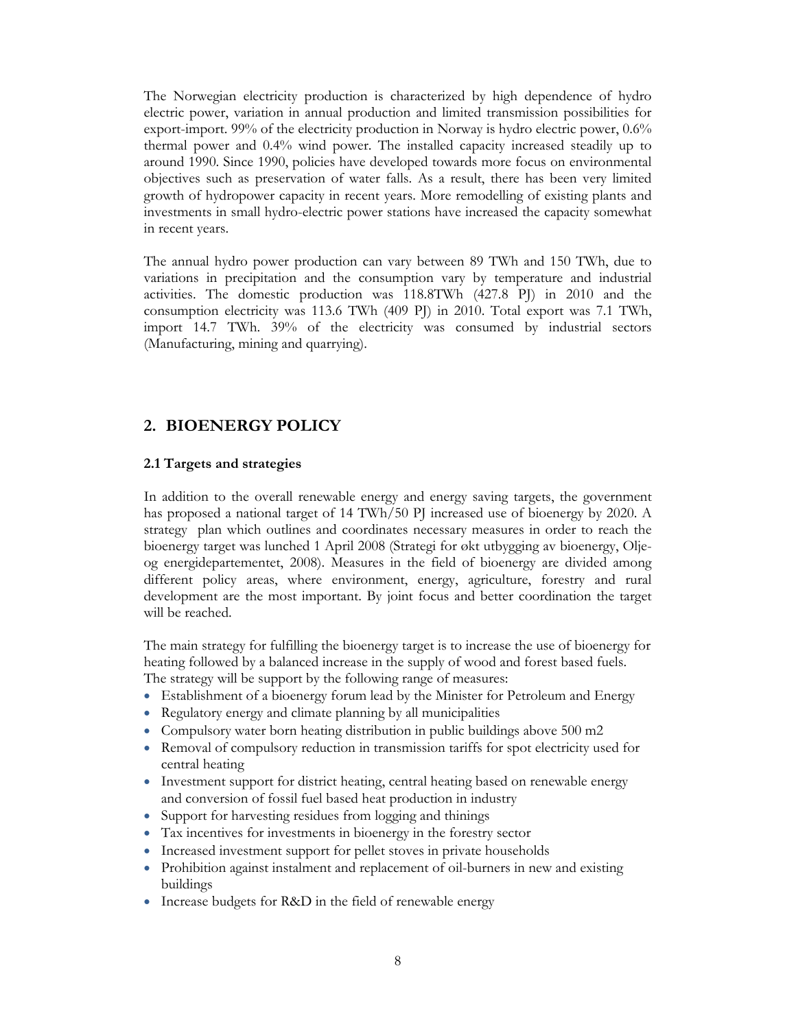The Norwegian electricity production is characterized by high dependence of hydro electric power, variation in annual production and limited transmission possibilities for export-import. 99% of the electricity production in Norway is hydro electric power, 0.6% thermal power and 0.4% wind power. The installed capacity increased steadily up to around 1990. Since 1990, policies have developed towards more focus on environmental objectives such as preservation of water falls. As a result, there has been very limited growth of hydropower capacity in recent years. More remodelling of existing plants and investments in small hydro-electric power stations have increased the capacity somewhat in recent years.

The annual hydro power production can vary between 89 TWh and 150 TWh, due to variations in precipitation and the consumption vary by temperature and industrial activities. The domestic production was 118.8TWh (427.8 PJ) in 2010 and the consumption electricity was 113.6 TWh (409 PJ) in 2010. Total export was 7.1 TWh, import 14.7 TWh. 39% of the electricity was consumed by industrial sectors (Manufacturing, mining and quarrying).

## 2. BIOENERGY POLICY

### 2.1 Targets and strategies

In addition to the overall renewable energy and energy saving targets, the government has proposed a national target of 14 TWh/50 PJ increased use of bioenergy by 2020. A strategy plan which outlines and coordinates necessary measures in order to reach the bioenergy target was lunched 1 April 2008 (Strategi for økt utbygging av bioenergy, Olje- og energidepartementet, 2008). Measures in the field of bioenergy are divided among different policy areas, where environment, energy, agriculture, forestry and rural development are the most important. By joint focus and better coordination the target will be reached.

The main strategy for fulfilling the bioenergy target is to increase the use of bioenergy for heating followed by a balanced increase in the supply of wood and forest based fuels. The strategy will be support by the following range of measures:

- Establishment of a bioenergy forum lead by the Minister for Petroleum and Energy
- Regulatory energy and climate planning by all municipalities
- Compulsory water born heating distribution in public buildings above 500 m2
- Removal of compulsory reduction in transmission tariffs for spot electricity used for central heating
- Investment support for district heating, central heating based on renewable energy and conversion of fossil fuel based heat production in industry
- Support for harvesting residues from logging and thinings
- Tax incentives for investments in bioenergy in the forestry sector
- Increased investment support for pellet stoves in private households
- Prohibition against instalment and replacement of oil-burners in new and existing buildings
- Increase budgets for R&D in the field of renewable energy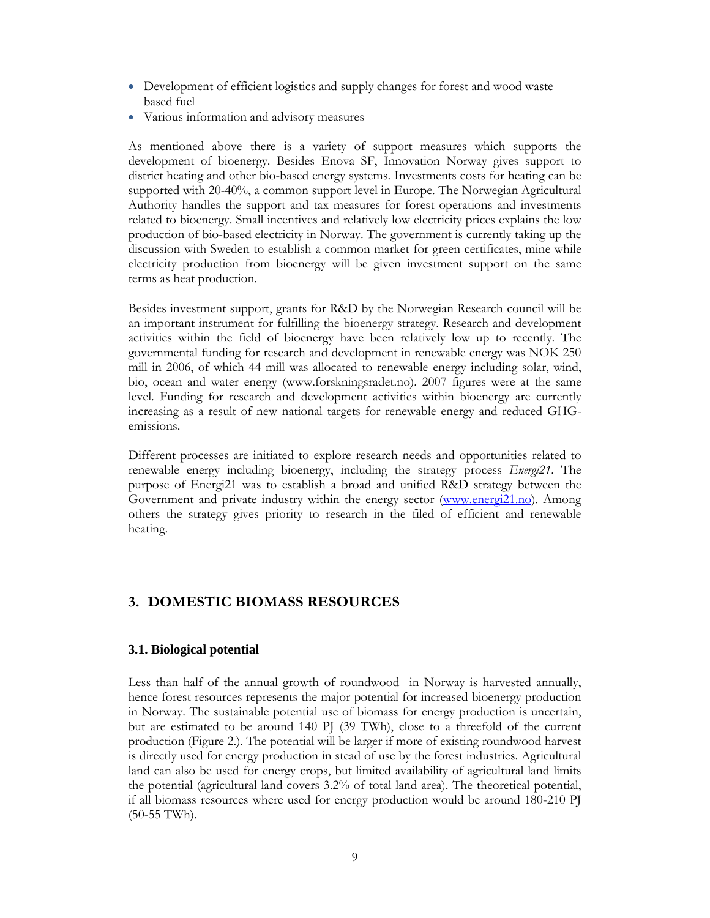- Development of efficient logistics and supply changes for forest and wood waste based fuel
- Various information and advisory measures

As mentioned above there is a variety of support measures which supports the development of bioenergy. Besides Enova SF, Innovation Norway gives support to district heating and other bio-based energy systems. Investments costs for heating can be supported with 20-40%, a common support level in Europe. The Norwegian Agricultural Authority handles the support and tax measures for forest operations and investments related to bioenergy. Small incentives and relatively low electricity prices explains the low production of bio-based electricity in Norway. The government is currently taking up the discussion with Sweden to establish a common market for green certificates, mine while electricity production from bioenergy will be given investment support on the same terms as heat production.

Besides investment support, grants for R&D by the Norwegian Research council will be an important instrument for fulfilling the bioenergy strategy. Research and development activities within the field of bioenergy have been relatively low up to recently. The governmental funding for research and development in renewable energy was NOK 250 mill in 2006, of which 44 mill was allocated to renewable energy including solar, wind, bio, ocean and water energy (www.forskningsradet.no). 2007 figures were at the same level. Funding for research and development activities within bioenergy are currently increasing as a result of new national targets for renewable energy and reduced GHG-emissions.

Different processes are initiated to explore research needs and opportunities related to renewable energy including bioenergy, including the strategy process *Energi21*. The purpose of Energi21 was to establish a broad and unified R&D strategy between the Government and private industry within the energy sector (www.energi21.no). Among others the strategy gives priority to research in the filed of efficient and renewable heating.

## 3. DOMESTIC BIOMASS RESOURCES

### 3.1. Biological potential

Less than half of the annual growth of roundwood in Norway is harvested annually, hence forest resources represents the major potential for increased bioenergy production in Norway. The sustainable potential use of biomass for energy production is uncertain, but are estimated to be around 140 PJ (39 TWh), close to a threefold of the current production (Figure 2.). The potential will be larger if more of existing roundwood harvest is directly used for energy production in stead of use by the forest industries. Agricultural land can also be used for energy crops, but limited availability of agricultural land limits the potential (agricultural land covers 3.2% of total land area). The theoretical potential, if all biomass resources where used for energy production would be around 180-210 PJ (50-55 TWh).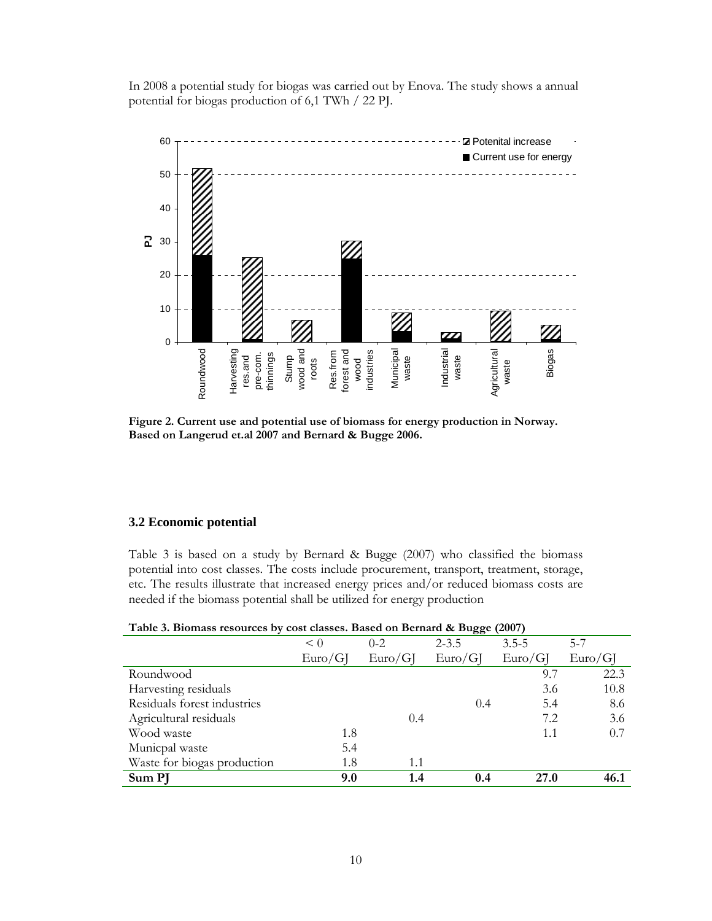In 2008 a potential study for biogas was carried out by Enova. The study shows a annual potential for biogas production of 6,1 TWh / 22 PJ.

**Figure 2. Current use and potential use of biomass for energy production in Norway. Based on Langerud et.al 2007 and Bernard & Bugge 2006.**

### 3.2 Economic potential

Table 3 is based on a study by Bernard & Bugge (2007) who classified the biomass potential into cost classes. The costs include procurement, transport, treatment, storage, etc. The results illustrate that increased energy prices and/or reduced biomass costs are needed if the biomass potential shall be utilized for energy production

**Table 3. Biomass resources by cost classes. Based on Bernard & Bugge (2007)**

| | < 0 Euro/GJ | 0-2 Euro/GJ | 2-3.5 Euro/GJ | 3.5-5 Euro/GJ | 5-7 Euro/GJ |
|---|---|---|---|---|---|
| Roundwood | | | | 9.7 | 22.3 |
| Harvesting residuals | | | | 3.6 | 10.8 |
| Residuals forest industries | | | 0.4 | 5.4 | 8.6 |
| Agricultural residuals | | 0.4 | | 7.2 | 3.6 |
| Wood waste | 1.8 | | | 1.1 | 0.7 |
| Municpal waste | 5.4 | | | | |
| Waste for biogas production | 1.8 | 1.1 | | | |
| **Sum PJ** | **9.0** | **1.4** | **0.4** | **27.0** | **46.1** |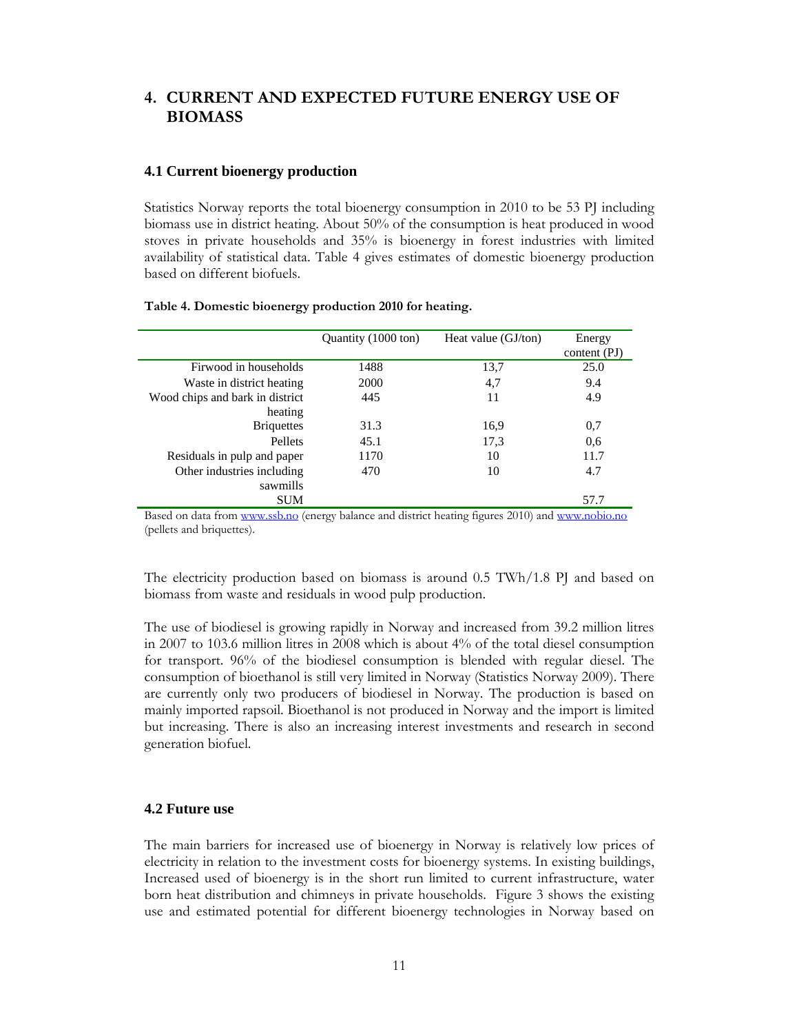# 4. CURRENT AND EXPECTED FUTURE ENERGY USE OF BIOMASS

## 4.1 Current bioenergy production

Statistics Norway reports the total bioenergy consumption in 2010 to be 53 PJ including biomass use in district heating. About 50% of the consumption is heat produced in wood stoves in private households and 35% is bioenergy in forest industries with limited availability of statistical data. Table 4 gives estimates of domestic bioenergy production based on different biofuels.

**Table 4. Domestic bioenergy production 2010 for heating.**

| | Quantity (1000 ton) | Heat value (GJ/ton) | Energy content (PJ) |
|---|---|---|---|
| Firwood in households | 1488 | 13,7 | 25.0 |
| Waste in district heating | 2000 | 4,7 | 9.4 |
| Wood chips and bark in district heating | 445 | 11 | 4.9 |
| Briquettes | 31.3 | 16,9 | 0,7 |
| Pellets | 45.1 | 17,3 | 0,6 |
| Residuals in pulp and paper | 1170 | 10 | 11.7 |
| Other industries including sawmills | 470 | 10 | 4.7 |
| SUM | | | 57.7 |

Based on data from www.ssb.no (energy balance and district heating figures 2010) and www.nobio.no (pellets and briquettes).

The electricity production based on biomass is around 0.5 TWh/1.8 PJ and based on biomass from waste and residuals in wood pulp production.

The use of biodiesel is growing rapidly in Norway and increased from 39.2 million litres in 2007 to 103.6 million litres in 2008 which is about 4% of the total diesel consumption for transport. 96% of the biodiesel consumption is blended with regular diesel. The consumption of bioethanol is still very limited in Norway (Statistics Norway 2009). There are currently only two producers of biodiesel in Norway. The production is based on mainly imported rapsoil. Bioethanol is not produced in Norway and the import is limited but increasing. There is also an increasing interest investments and research in second generation biofuel.

## 4.2 Future use

The main barriers for increased use of bioenergy in Norway is relatively low prices of electricity in relation to the investment costs for bioenergy systems. In existing buildings, Increased used of bioenergy is in the short run limited to current infrastructure, water born heat distribution and chimneys in private households. Figure 3 shows the existing use and estimated potential for different bioenergy technologies in Norway based on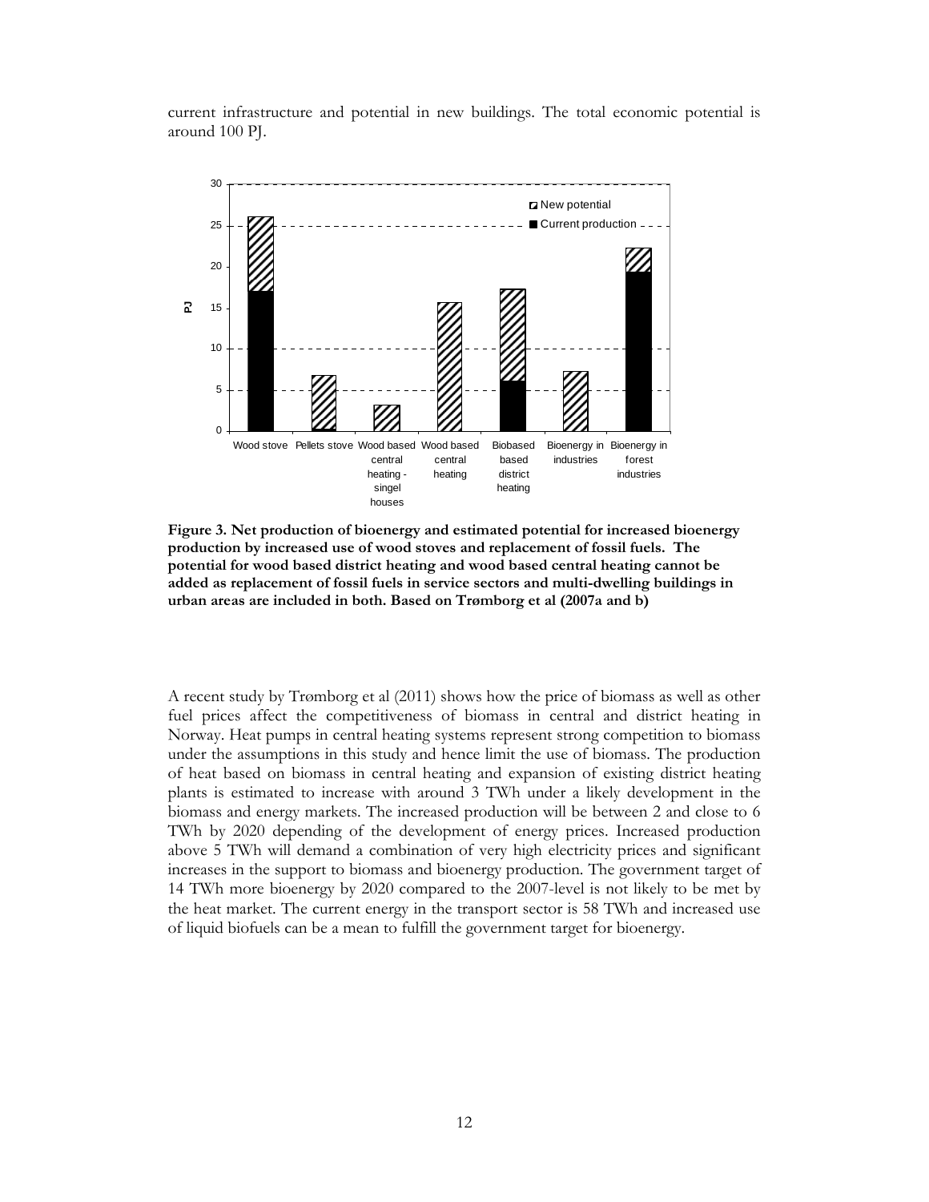current infrastructure and potential in new buildings. The total economic potential is around 100 PJ.

**Figure 3. Net production of bioenergy and estimated potential for increased bioenergy production by increased use of wood stoves and replacement of fossil fuels. The potential for wood based district heating and wood based central heating cannot be added as replacement of fossil fuels in service sectors and multi-dwelling buildings in urban areas are included in both. Based on Trømborg et al (2007a and b)**

A recent study by Trømborg et al (2011) shows how the price of biomass as well as other fuel prices affect the competitiveness of biomass in central and district heating in Norway. Heat pumps in central heating systems represent strong competition to biomass under the assumptions in this study and hence limit the use of biomass. The production of heat based on biomass in central heating and expansion of existing district heating plants is estimated to increase with around 3 TWh under a likely development in the biomass and energy markets. The increased production will be between 2 and close to 6 TWh by 2020 depending of the development of energy prices. Increased production above 5 TWh will demand a combination of very high electricity prices and significant increases in the support to biomass and bioenergy production. The government target of 14 TWh more bioenergy by 2020 compared to the 2007-level is not likely to be met by the heat market. The current energy in the transport sector is 58 TWh and increased use of liquid biofuels can be a mean to fulfill the government target for bioenergy.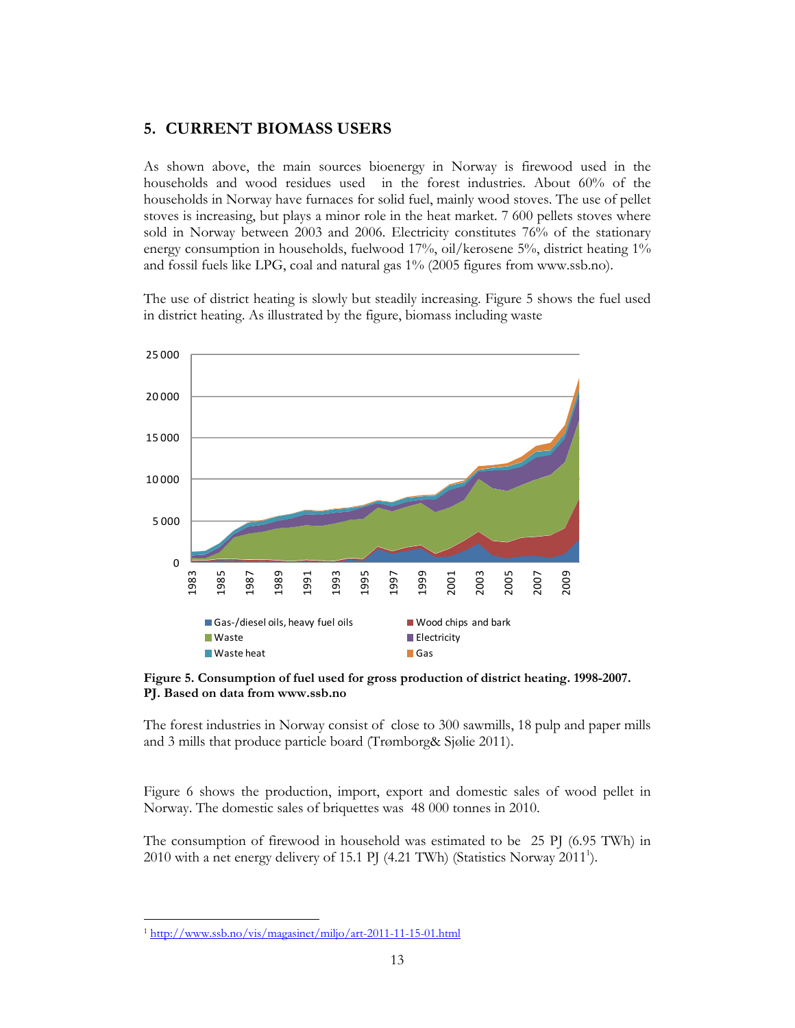# 5. CURRENT BIOMASS USERS

As shown above, the main sources bioenergy in Norway is firewood used in the households and wood residues used in the forest industries. About 60% of the households in Norway have furnaces for solid fuel, mainly wood stoves. The use of pellet stoves is increasing, but plays a minor role in the heat market. 7 600 pellets stoves where sold in Norway between 2003 and 2006. Electricity constitutes 76% of the stationary energy consumption in households, fuelwood 17%, oil/kerosene 5%, district heating 1% and fossil fuels like LPG, coal and natural gas 1% (2005 figures from www.ssb.no).

The use of district heating is slowly but steadily increasing. Figure 5 shows the fuel used in district heating. As illustrated by the figure, biomass including waste

**Figure 5. Consumption of fuel used for gross production of district heating. 1998-2007. PJ. Based on data from www.ssb.no**

The forest industries in Norway consist of close to 300 sawmills, 18 pulp and paper mills and 3 mills that produce particle board (Trømborg& Sjølie 2011).

Figure 6 shows the production, import, export and domestic sales of wood pellet in Norway. The domestic sales of briquettes was 48 000 tonnes in 2010.

The consumption of firewood in household was estimated to be 25 PJ (6.95 TWh) in 2010 with a net energy delivery of 15.1 PJ (4.21 TWh) (Statistics Norway 2011[1]).

[1] http://www.ssb.no/vis/magasinet/miljo/art-2011-11-15-01.html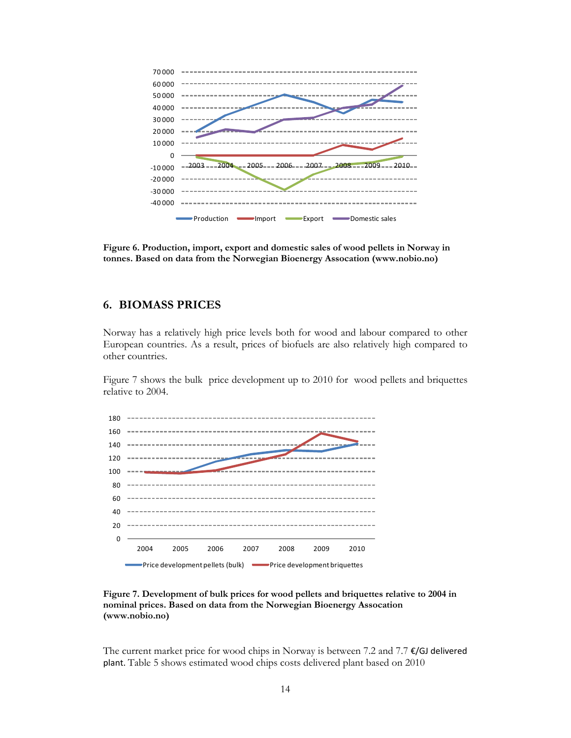Figure 6. **Production, import, export and domestic sales of wood pellets in Norway in tonnes. Based on data from the Norwegian Bioenergy Assocation (www.nobio.no)**

## 6. BIOMASS PRICES

Norway has a relatively high price levels both for wood and labour compared to other European countries. As a result, prices of biofuels are also relatively high compared to other countries.

Figure 7 shows the bulk price development up to 2010 for wood pellets and briquettes relative to 2004.

**Figure 7. Development of bulk prices for wood pellets and briquettes relative to 2004 in nominal prices. Based on data from the Norwegian Bioenergy Assocation (www.nobio.no)**

The current market price for wood chips in Norway is between 7.2 and 7.7 €/GJ delivered plant. Table 5 shows estimated wood chips costs delivered plant based on 2010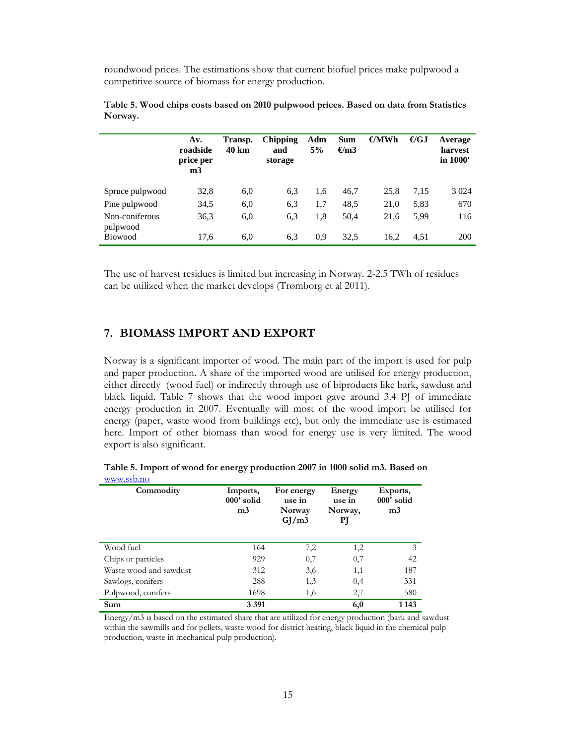roundwood prices. The estimations show that current biofuel prices make pulpwood a competitive source of biomass for energy production.

**Table 5. Wood chips costs based on 2010 pulpwood prices. Based on data from Statistics Norway.**

| | Av. roadside price per m3 | Transp. 40 km | Chipping and storage | Adm 5% | Sum €/m3 | €/MWh | €/GJ | Average harvest in 1000' |
|---|---|---|---|---|---|---|---|---|
| Spruce pulpwood | 32,8 | 6,0 | 6,3 | 1,6 | 46,7 | 25,8 | 7,15 | 3 024 |
| Pine pulpwood | 34,5 | 6,0 | 6,3 | 1,7 | 48,5 | 21,0 | 5,83 | 670 |
| Non-coniferous pulpwood | 36,3 | 6,0 | 6,3 | 1,8 | 50,4 | 21,6 | 5,99 | 116 |
| Biowood | 17,6 | 6,0 | 6,3 | 0,9 | 32,5 | 16,2 | 4,51 | 200 |

The use of harvest residues is limited but increasing in Norway. 2-2.5 TWh of residues can be utilized when the market develops (Trømborg et al 2011).

## 7. BIOMASS IMPORT AND EXPORT

Norway is a significant importer of wood. The main part of the import is used for pulp and paper production. A share of the imported wood are utilised for energy production, either directly (wood fuel) or indirectly through use of biproducts like bark, sawdust and black liquid. Table 7 shows that the wood import gave around 3.4 PJ of immediate energy production in 2007. Eventually will most of the wood import be utilised for energy (paper, waste wood from buildings etc), but only the immediate use is estimated here. Import of other biomass than wood for energy use is very limited. The wood export is also significant.

**Table 5. Import of wood for energy production 2007 in 1000 solid m3. Based on** www.ssb.no

| Commodity | Imports, 000' solid m3 | For energy use in Norway GJ/m3 | Energy use in Norway, PJ | Exports, 000' solid m3 |
|---|---|---|---|---|
| Wood fuel | 164 | 7,2 | 1,2 | 3 |
| Chips or particles | 929 | 0,7 | 0,7 | 42 |
| Waste wood and sawdust | 312 | 3,6 | 1,1 | 187 |
| Sawlogs, conifers | 288 | 1,3 | 0,4 | 331 |
| Pulpwood, conifers | 1698 | 1,6 | 2,7 | 580 |
| **Sum** | **3 391** | | **6,0** | **1 143** |

Energy/m3 is based on the estimated share that are utilized for energy production (bark and sawdust within the sawmills and for pellets, waste wood for district heating, black liquid in the chemical pulp production, waste in mechanical pulp production).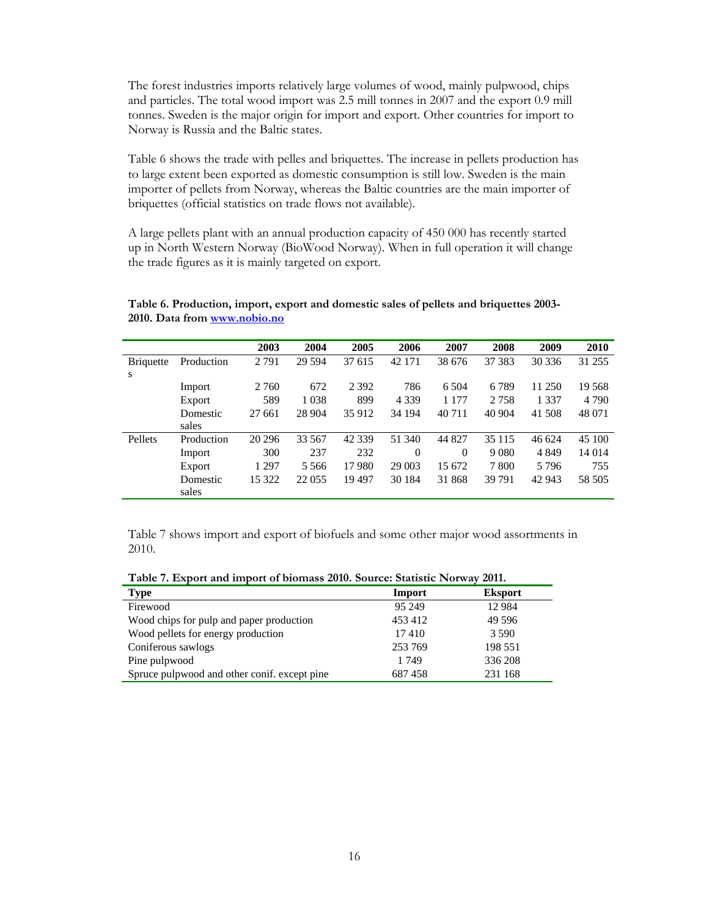The forest industries imports relatively large volumes of wood, mainly pulpwood, chips and particles. The total wood import was 2.5 mill tonnes in 2007 and the export 0.9 mill tonnes. Sweden is the major origin for import and export. Other countries for import to Norway is Russia and the Baltic states.

Table 6 shows the trade with pelles and briquettes. The increase in pellets production has to large extent been exported as domestic consumption is still low. Sweden is the main importer of pellets from Norway, whereas the Baltic countries are the main importer of briquettes (official statistics on trade flows not available).

A large pellets plant with an annual production capacity of 450 000 has recently started up in North Western Norway (BioWood Norway). When in full operation it will change the trade figures as it is mainly targeted on export.

**Table 6. Production, import, export and domestic sales of pellets and briquettes 2003-2010. Data from [www.nobio.no](www.nobio.no)**

| | | 2003 | 2004 | 2005 | 2006 | 2007 | 2008 | 2009 | 2010 |
|---|---|---|---|---|---|---|---|---|---|
| Briquettes | Production | 2 791 | 29 594 | 37 615 | 42 171 | 38 676 | 37 383 | 30 336 | 31 255 |
| | Import | 2 760 | 672 | 2 392 | 786 | 6 504 | 6 789 | 11 250 | 19 568 |
| | Export | 589 | 1 038 | 899 | 4 339 | 1 177 | 2 758 | 1 337 | 4 790 |
| | Domestic sales | 27 661 | 28 904 | 35 912 | 34 194 | 40 711 | 40 904 | 41 508 | 48 071 |
| Pellets | Production | 20 296 | 33 567 | 42 339 | 51 340 | 44 827 | 35 115 | 46 624 | 45 100 |
| | Import | 300 | 237 | 232 | 0 | 0 | 9 080 | 4 849 | 14 014 |
| | Export | 1 297 | 5 566 | 17 980 | 29 003 | 15 672 | 7 800 | 5 796 | 755 |
| | Domestic sales | 15 322 | 22 055 | 19 497 | 30 184 | 31 868 | 39 791 | 42 943 | 58 505 |

Table 7 shows import and export of biofuels and some other major wood assortments in 2010.

**Table 7. Export and import of biomass 2010. Source: Statistic Norway 2011.**

| Type | Import | Eksport |
|---|---|---|
| Firewood | 95 249 | 12 984 |
| Wood chips for pulp and paper production | 453 412 | 49 596 |
| Wood pellets for energy production | 17 410 | 3 590 |
| Coniferous sawlogs | 253 769 | 198 551 |
| Pine pulpwood | 1 749 | 336 208 |
| Spruce pulpwood and other conif. except pine | 687 458 | 231 168 |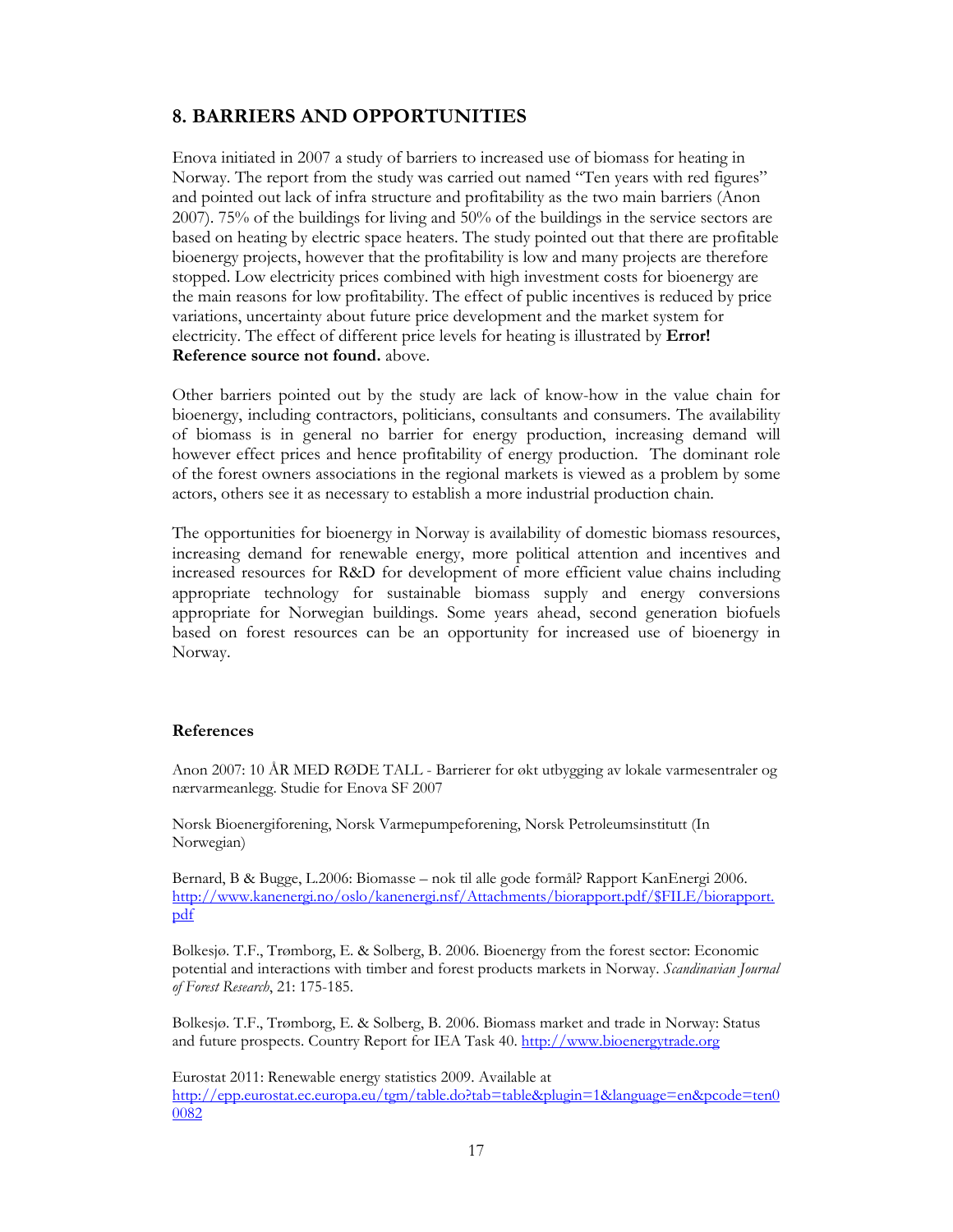## 8. BARRIERS AND OPPORTUNITIES

Enova initiated in 2007 a study of barriers to increased use of biomass for heating in Norway. The report from the study was carried out named "Ten years with red figures" and pointed out lack of infra structure and profitability as the two main barriers (Anon 2007). 75% of the buildings for living and 50% of the buildings in the service sectors are based on heating by electric space heaters. The study pointed out that there are profitable bioenergy projects, however that the profitability is low and many projects are therefore stopped. Low electricity prices combined with high investment costs for bioenergy are the main reasons for low profitability. The effect of public incentives is reduced by price variations, uncertainty about future price development and the market system for electricity. The effect of different price levels for heating is illustrated by **Error! Reference source not found.** above.

Other barriers pointed out by the study are lack of know-how in the value chain for bioenergy, including contractors, politicians, consultants and consumers. The availability of biomass is in general no barrier for energy production, increasing demand will however effect prices and hence profitability of energy production. The dominant role of the forest owners associations in the regional markets is viewed as a problem by some actors, others see it as necessary to establish a more industrial production chain.

The opportunities for bioenergy in Norway is availability of domestic biomass resources, increasing demand for renewable energy, more political attention and incentives and increased resources for R&D for development of more efficient value chains including appropriate technology for sustainable biomass supply and energy conversions appropriate for Norwegian buildings. Some years ahead, second generation biofuels based on forest resources can be an opportunity for increased use of bioenergy in Norway.

### References

Anon 2007: 10 ÅR MED RØDE TALL - Barrierer for økt utbygging av lokale varmesentraler og nærvarmeanlegg. Studie for Enova SF 2007

Norsk Bioenergiforening, Norsk Varmepumpeforening, Norsk Petroleumsinstitutt (In Norwegian)

Bernard, B & Bugge, L.2006: Biomasse – nok til alle gode formål? Rapport KanEnergi 2006. http://www.kanenergi.no/oslo/kanenergi.nsf/Attachments/biorapport.pdf/$FILE/biorapport.pdf

Bolkesjø. T.F., Trømborg, E. & Solberg, B. 2006. Bioenergy from the forest sector: Economic potential and interactions with timber and forest products markets in Norway. *Scandinavian Journal of Forest Research*, 21: 175-185.

Bolkesjø. T.F., Trømborg, E. & Solberg, B. 2006. Biomass market and trade in Norway: Status and future prospects. Country Report for IEA Task 40. http://www.bioenergytrade.org

Eurostat 2011: Renewable energy statistics 2009. Available at http://epp.eurostat.ec.europa.eu/tgm/table.do?tab=table&plugin=1&language=en&pcode=ten00082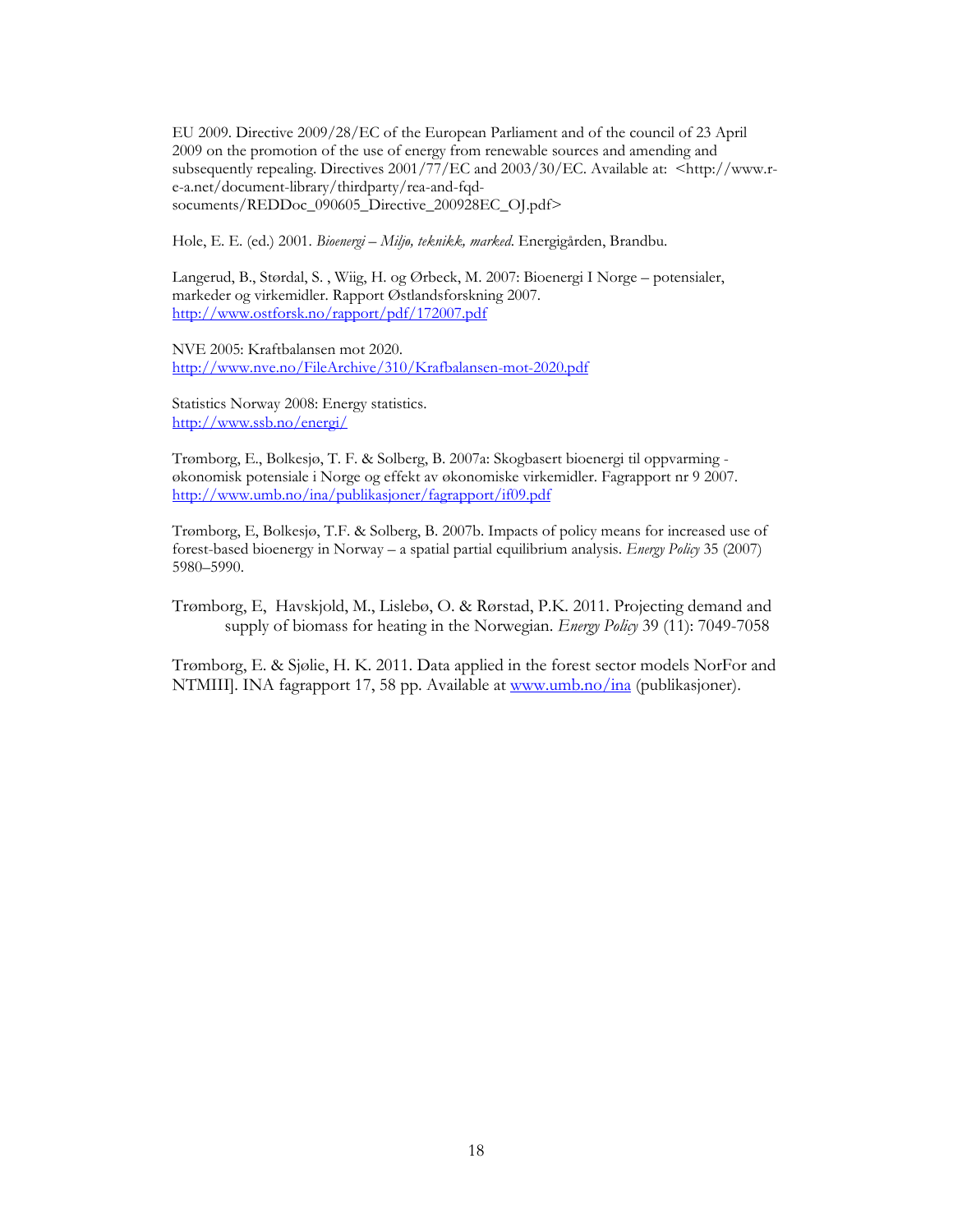EU 2009. Directive 2009/28/EC of the European Parliament and of the council of 23 April 2009 on the promotion of the use of energy from renewable sources and amending and subsequently repealing. Directives 2001/77/EC and 2003/30/EC. Available at: <http://www.r-e-a.net/document-library/thirdparty/rea-and-fqd-socuments/REDDoc_090605_Directive_200928EC_OJ.pdf>

Hole, E. E. (ed.) 2001. *Bioenergi – Miljø, teknikk, marked*. Energigården, Brandbu.

Langerud, B., Størdal, S. , Wiig, H. og Ørbeck, M. 2007: Bioenergi I Norge – potensialer, markeder og virkemidler. Rapport Østlandsforskning 2007. http://www.ostforsk.no/rapport/pdf/172007.pdf

NVE 2005: Kraftbalansen mot 2020. http://www.nve.no/FileArchive/310/Krafbalansen-mot-2020.pdf

Statistics Norway 2008: Energy statistics. http://www.ssb.no/energi/

Trømborg, E., Bolkesjø, T. F. & Solberg, B. 2007a: Skogbasert bioenergi til oppvarming - økonomisk potensiale i Norge og effekt av økonomiske virkemidler. Fagrapport nr 9 2007. http://www.umb.no/ina/publikasjoner/fagrapport/if09.pdf

Trømborg, E, Bolkesjø, T.F. & Solberg, B. 2007b. Impacts of policy means for increased use of forest-based bioenergy in Norway – a spatial partial equilibrium analysis. *Energy Policy* 35 (2007) 5980–5990.

Trømborg, E, Havskjold, M., Lislebø, O. & Rørstad, P.K. 2011. Projecting demand and supply of biomass for heating in the Norwegian. *Energy Policy* 39 (11): 7049-7058

Trømborg, E. & Sjølie, H. K. 2011. Data applied in the forest sector models NorFor and NTMIII]. INA fagrapport 17, 58 pp. Available at www.umb.no/ina (publikasjoner).